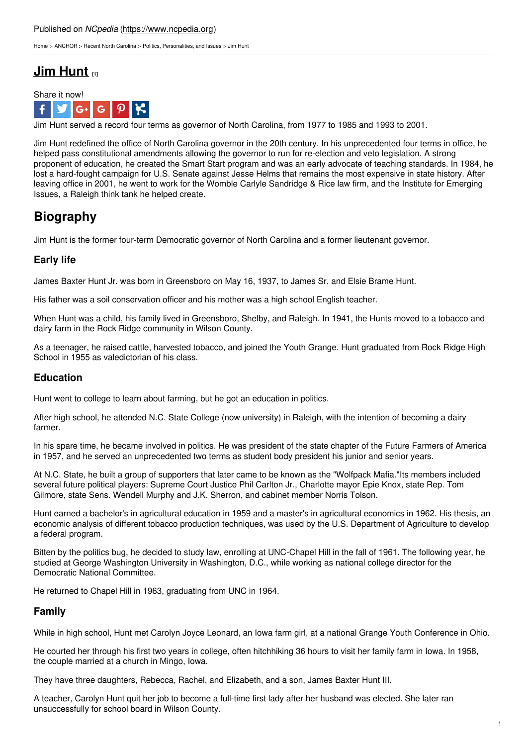Published on *NCpedia* (https://www.ncpedia.org)

Home > ANCHOR > Recent North Carolina > Politics, Personalities, and Issues > Jim Hunt

# Jim Hunt [1]

Share it now!

Jim Hunt served a record four terms as governor of North Carolina, from 1977 to 1985 and 1993 to 2001.

Jim Hunt redefined the office of North Carolina governor in the 20th century. In his unprecedented four terms in office, he helped pass constitutional amendments allowing the governor to run for re-election and veto legislation. A strong proponent of education, he created the Smart Start program and was an early advocate of teaching standards. In 1984, he lost a hard-fought campaign for U.S. Senate against Jesse Helms that remains the most expensive in state history. After leaving office in 2001, he went to work for the Womble Carlyle Sandridge & Rice law firm, and the Institute for Emerging Issues, a Raleigh think tank he helped create.

## Biography

Jim Hunt is the former four-term Democratic governor of North Carolina and a former lieutenant governor.

### Early life

James Baxter Hunt Jr. was born in Greensboro on May 16, 1937, to James Sr. and Elsie Brame Hunt.

His father was a soil conservation officer and his mother was a high school English teacher.

When Hunt was a child, his family lived in Greensboro, Shelby, and Raleigh. In 1941, the Hunts moved to a tobacco and dairy farm in the Rock Ridge community in Wilson County.

As a teenager, he raised cattle, harvested tobacco, and joined the Youth Grange. Hunt graduated from Rock Ridge High School in 1955 as valedictorian of his class.

### Education

Hunt went to college to learn about farming, but he got an education in politics.

After high school, he attended N.C. State College (now university) in Raleigh, with the intention of becoming a dairy farmer.

In his spare time, he became involved in politics. He was president of the state chapter of the Future Farmers of America in 1957, and he served an unprecedented two terms as student body president his junior and senior years.

At N.C. State, he built a group of supporters that later came to be known as the "Wolfpack Mafia."Its members included several future political players: Supreme Court Justice Phil Carlton Jr., Charlotte mayor Epie Knox, state Rep. Tom Gilmore, state Sens. Wendell Murphy and J.K. Sherron, and cabinet member Norris Tolson.

Hunt earned a bachelor's in agricultural education in 1959 and a master's in agricultural economics in 1962. His thesis, an economic analysis of different tobacco production techniques, was used by the U.S. Department of Agriculture to develop a federal program.

Bitten by the politics bug, he decided to study law, enrolling at UNC-Chapel Hill in the fall of 1961. The following year, he studied at George Washington University in Washington, D.C., while working as national college director for the Democratic National Committee.

He returned to Chapel Hill in 1963, graduating from UNC in 1964.

### Family

While in high school, Hunt met Carolyn Joyce Leonard, an Iowa farm girl, at a national Grange Youth Conference in Ohio.

He courted her through his first two years in college, often hitchhiking 36 hours to visit her family farm in Iowa. In 1958, the couple married at a church in Mingo, Iowa.

They have three daughters, Rebecca, Rachel, and Elizabeth, and a son, James Baxter Hunt III.

A teacher, Carolyn Hunt quit her job to become a full-time first lady after her husband was elected. She later ran unsuccessfully for school board in Wilson County.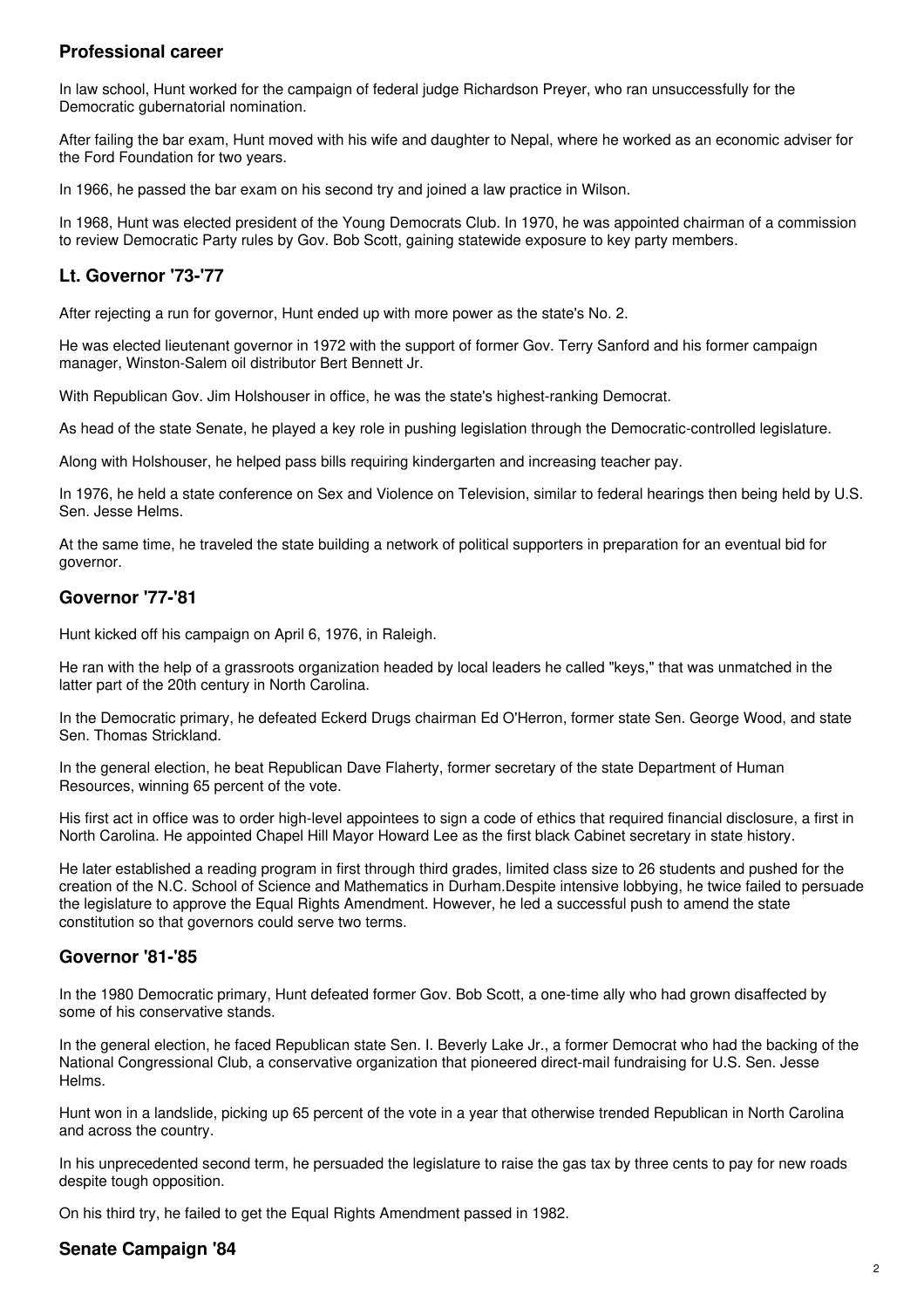## Professional career

In law school, Hunt worked for the campaign of federal judge Richardson Preyer, who ran unsuccessfully for the Democratic gubernatorial nomination.

After failing the bar exam, Hunt moved with his wife and daughter to Nepal, where he worked as an economic adviser for the Ford Foundation for two years.

In 1966, he passed the bar exam on his second try and joined a law practice in Wilson.

In 1968, Hunt was elected president of the Young Democrats Club. In 1970, he was appointed chairman of a commission to review Democratic Party rules by Gov. Bob Scott, gaining statewide exposure to key party members.

## Lt. Governor '73-'77

After rejecting a run for governor, Hunt ended up with more power as the state's No. 2.

He was elected lieutenant governor in 1972 with the support of former Gov. Terry Sanford and his former campaign manager, Winston-Salem oil distributor Bert Bennett Jr.

With Republican Gov. Jim Holshouser in office, he was the state's highest-ranking Democrat.

As head of the state Senate, he played a key role in pushing legislation through the Democratic-controlled legislature.

Along with Holshouser, he helped pass bills requiring kindergarten and increasing teacher pay.

In 1976, he held a state conference on Sex and Violence on Television, similar to federal hearings then being held by U.S. Sen. Jesse Helms.

At the same time, he traveled the state building a network of political supporters in preparation for an eventual bid for governor.

## Governor '77-'81

Hunt kicked off his campaign on April 6, 1976, in Raleigh.

He ran with the help of a grassroots organization headed by local leaders he called "keys," that was unmatched in the latter part of the 20th century in North Carolina.

In the Democratic primary, he defeated Eckerd Drugs chairman Ed O'Herron, former state Sen. George Wood, and state Sen. Thomas Strickland.

In the general election, he beat Republican Dave Flaherty, former secretary of the state Department of Human Resources, winning 65 percent of the vote.

His first act in office was to order high-level appointees to sign a code of ethics that required financial disclosure, a first in North Carolina. He appointed Chapel Hill Mayor Howard Lee as the first black Cabinet secretary in state history.

He later established a reading program in first through third grades, limited class size to 26 students and pushed for the creation of the N.C. School of Science and Mathematics in Durham.Despite intensive lobbying, he twice failed to persuade the legislature to approve the Equal Rights Amendment. However, he led a successful push to amend the state constitution so that governors could serve two terms.

## Governor '81-'85

In the 1980 Democratic primary, Hunt defeated former Gov. Bob Scott, a one-time ally who had grown disaffected by some of his conservative stands.

In the general election, he faced Republican state Sen. I. Beverly Lake Jr., a former Democrat who had the backing of the National Congressional Club, a conservative organization that pioneered direct-mail fundraising for U.S. Sen. Jesse Helms.

Hunt won in a landslide, picking up 65 percent of the vote in a year that otherwise trended Republican in North Carolina and across the country.

In his unprecedented second term, he persuaded the legislature to raise the gas tax by three cents to pay for new roads despite tough opposition.

On his third try, he failed to get the Equal Rights Amendment passed in 1982.

## Senate Campaign '84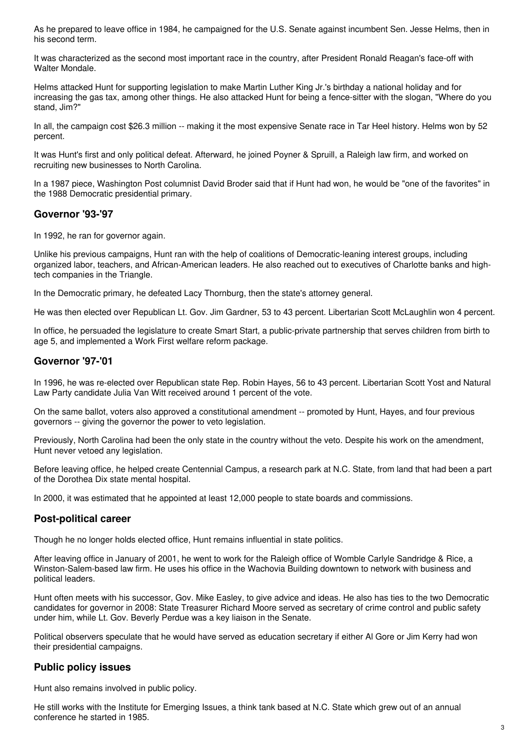As he prepared to leave office in 1984, he campaigned for the U.S. Senate against incumbent Sen. Jesse Helms, then in his second term.

It was characterized as the second most important race in the country, after President Ronald Reagan's face-off with Walter Mondale.

Helms attacked Hunt for supporting legislation to make Martin Luther King Jr.'s birthday a national holiday and for increasing the gas tax, among other things. He also attacked Hunt for being a fence-sitter with the slogan, "Where do you stand, Jim?"

In all, the campaign cost $26.3 million -- making it the most expensive Senate race in Tar Heel history. Helms won by 52 percent.

It was Hunt's first and only political defeat. Afterward, he joined Poyner & Spruill, a Raleigh law firm, and worked on recruiting new businesses to North Carolina.

In a 1987 piece, Washington Post columnist David Broder said that if Hunt had won, he would be "one of the favorites" in the 1988 Democratic presidential primary.

## Governor '93-'97

In 1992, he ran for governor again.

Unlike his previous campaigns, Hunt ran with the help of coalitions of Democratic-leaning interest groups, including organized labor, teachers, and African-American leaders. He also reached out to executives of Charlotte banks and high-tech companies in the Triangle.

In the Democratic primary, he defeated Lacy Thornburg, then the state's attorney general.

He was then elected over Republican Lt. Gov. Jim Gardner, 53 to 43 percent. Libertarian Scott McLaughlin won 4 percent.

In office, he persuaded the legislature to create Smart Start, a public-private partnership that serves children from birth to age 5, and implemented a Work First welfare reform package.

## Governor '97-'01

In 1996, he was re-elected over Republican state Rep. Robin Hayes, 56 to 43 percent. Libertarian Scott Yost and Natural Law Party candidate Julia Van Witt received around 1 percent of the vote.

On the same ballot, voters also approved a constitutional amendment -- promoted by Hunt, Hayes, and four previous governors -- giving the governor the power to veto legislation.

Previously, North Carolina had been the only state in the country without the veto. Despite his work on the amendment, Hunt never vetoed any legislation.

Before leaving office, he helped create Centennial Campus, a research park at N.C. State, from land that had been a part of the Dorothea Dix state mental hospital.

In 2000, it was estimated that he appointed at least 12,000 people to state boards and commissions.

## Post-political career

Though he no longer holds elected office, Hunt remains influential in state politics.

After leaving office in January of 2001, he went to work for the Raleigh office of Womble Carlyle Sandridge & Rice, a Winston-Salem-based law firm. He uses his office in the Wachovia Building downtown to network with business and political leaders.

Hunt often meets with his successor, Gov. Mike Easley, to give advice and ideas. He also has ties to the two Democratic candidates for governor in 2008: State Treasurer Richard Moore served as secretary of crime control and public safety under him, while Lt. Gov. Beverly Perdue was a key liaison in the Senate.

Political observers speculate that he would have served as education secretary if either Al Gore or Jim Kerry had won their presidential campaigns.

## Public policy issues

Hunt also remains involved in public policy.

He still works with the Institute for Emerging Issues, a think tank based at N.C. State which grew out of an annual conference he started in 1985.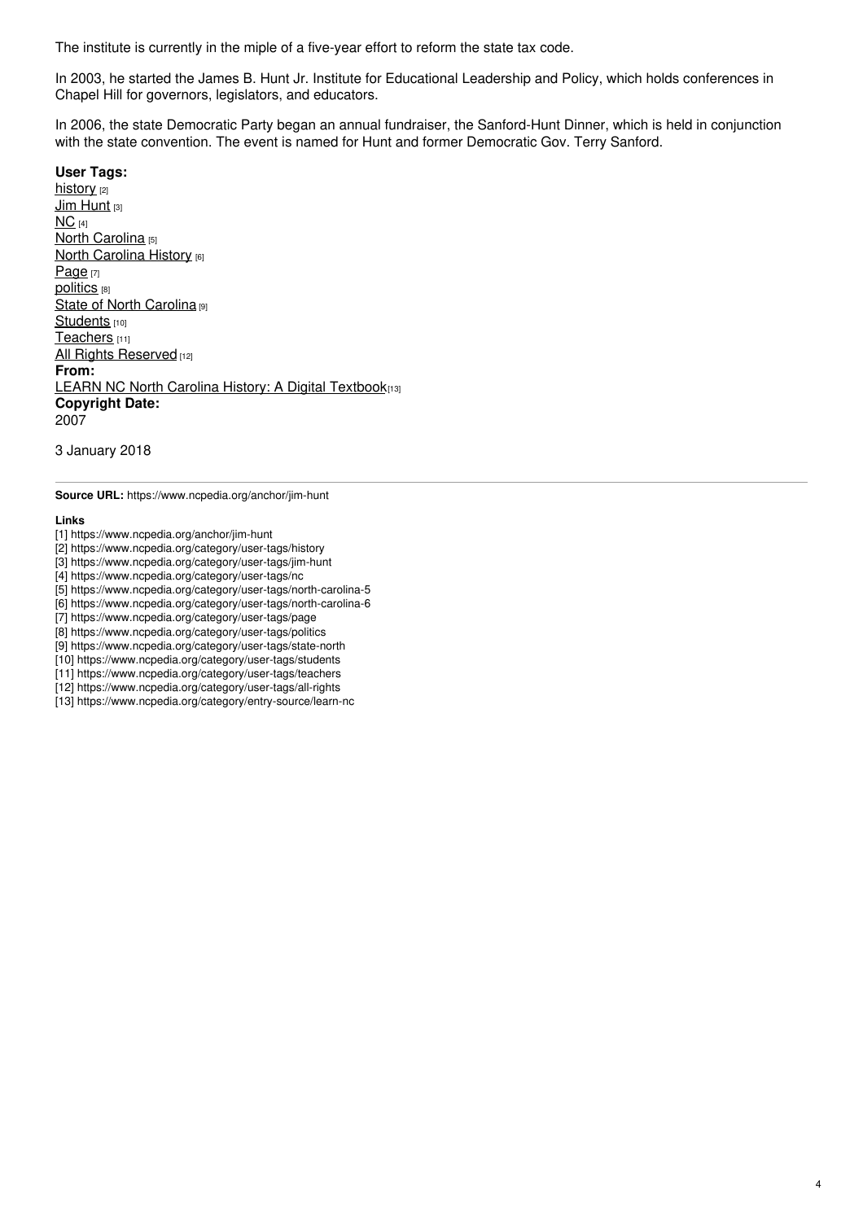The institute is currently in the miple of a five-year effort to reform the state tax code.

In 2003, he started the James B. Hunt Jr. Institute for Educational Leadership and Policy, which holds conferences in Chapel Hill for governors, legislators, and educators.

In 2006, the state Democratic Party began an annual fundraiser, the Sanford-Hunt Dinner, which is held in conjunction with the state convention. The event is named for Hunt and former Democratic Gov. Terry Sanford.

**User Tags:**
history [2]
Jim Hunt [3]
NC [4]
North Carolina [5]
North Carolina History [6]
Page [7]
politics [8]
State of North Carolina [9]
Students [10]
Teachers [11]
All Rights Reserved [12]
**From:**
LEARN NC North Carolina History: A Digital Textbook [13]
**Copyright Date:**
2007

3 January 2018

---

**Source URL:** https://www.ncpedia.org/anchor/jim-hunt

**Links**

[1] https://www.ncpedia.org/anchor/jim-hunt
[2] https://www.ncpedia.org/category/user-tags/history
[3] https://www.ncpedia.org/category/user-tags/jim-hunt
[4] https://www.ncpedia.org/category/user-tags/nc
[5] https://www.ncpedia.org/category/user-tags/north-carolina-5
[6] https://www.ncpedia.org/category/user-tags/north-carolina-6
[7] https://www.ncpedia.org/category/user-tags/page
[8] https://www.ncpedia.org/category/user-tags/politics
[9] https://www.ncpedia.org/category/user-tags/state-north
[10] https://www.ncpedia.org/category/user-tags/students
[11] https://www.ncpedia.org/category/user-tags/teachers
[12] https://www.ncpedia.org/category/user-tags/all-rights
[13] https://www.ncpedia.org/category/entry-source/learn-nc